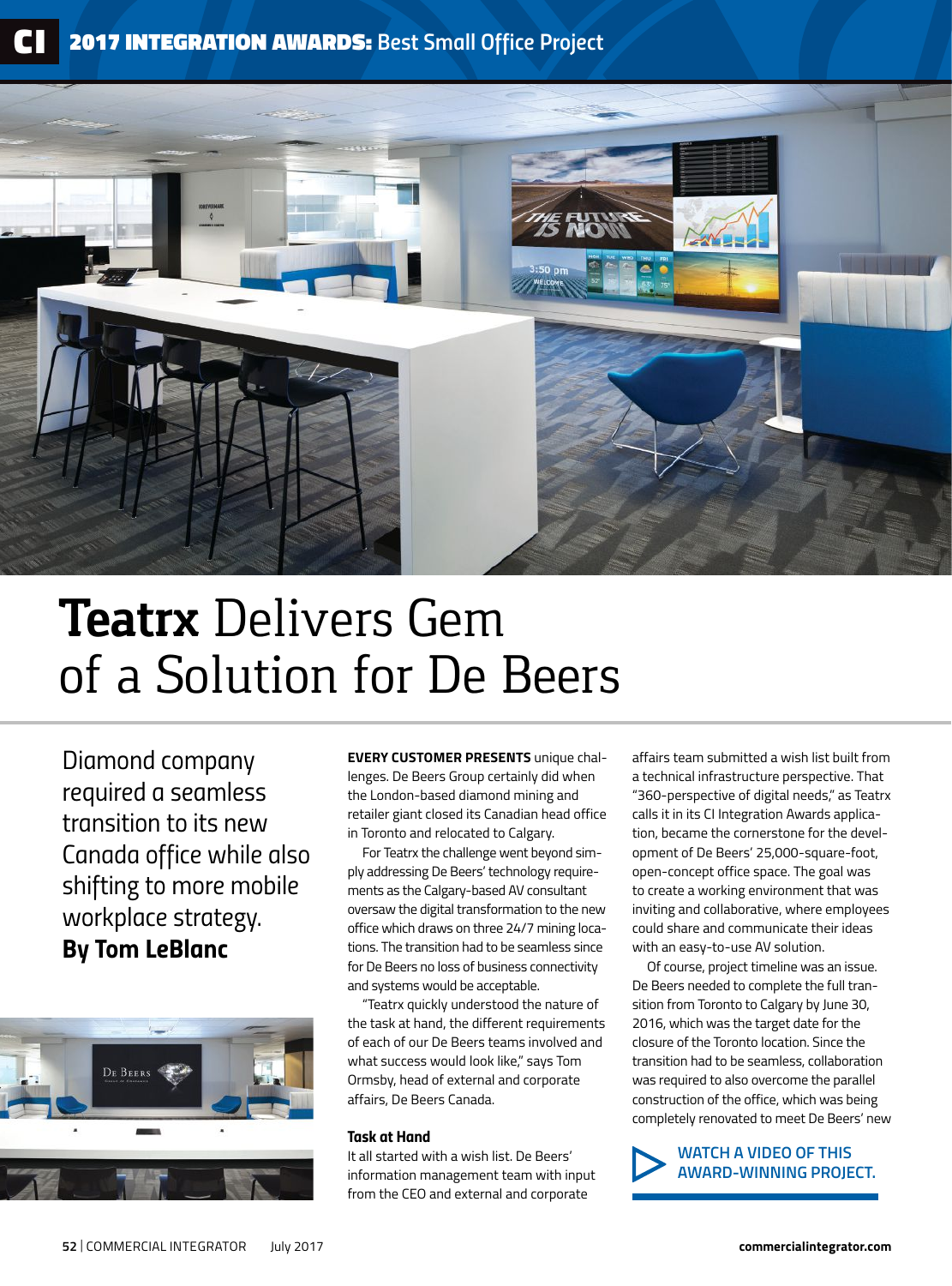# Teatrx Delivers Gem of a Solution for De Beers

Diamond company required a seamless transition to its new Canada office while also shifting to more mobile workplace strategy.

**By Tom LeBlanc**

**EVERY CUSTOMER PRESENTS** unique challenges. De Beers Group certainly did when the London-based diamond mining and retailer giant closed its Canadian head office in Toronto and relocated to Calgary.

For Teatrx the challenge went beyond simply addressing De Beers' technology requirements as the Calgary-based AV consultant oversaw the digital transformation to the new office which draws on three 24/7 mining locations. The transition had to be seamless since for De Beers no loss of business connectivity and systems would be acceptable.

"Teatrx quickly understood the nature of the task at hand, the different requirements of each of our De Beers teams involved and what success would look like," says Tom Ormsby, head of external and corporate affairs, De Beers Canada.

### Task at Hand

It all started with a wish list. De Beers' information management team with input from the CEO and external and corporate affairs team submitted a wish list built from a technical infrastructure perspective. That "360-perspective of digital needs," as Teatrx calls it in its CI Integration Awards application, became the cornerstone for the development of De Beers' 25,000-square-foot, open-concept office space. The goal was to create a working environment that was inviting and collaborative, where employees could share and communicate their ideas with an easy-to-use AV solution.

Of course, project timeline was an issue. De Beers needed to complete the full transition from Toronto to Calgary by June 30, 2016, which was the target date for the closure of the Toronto location. Since the transition had to be seamless, collaboration was required to also overcome the parallel construction of the office, which was being completely renovated to meet De Beers' new

**WATCH A VIDEO OF THIS AWARD-WINNING PROJECT.**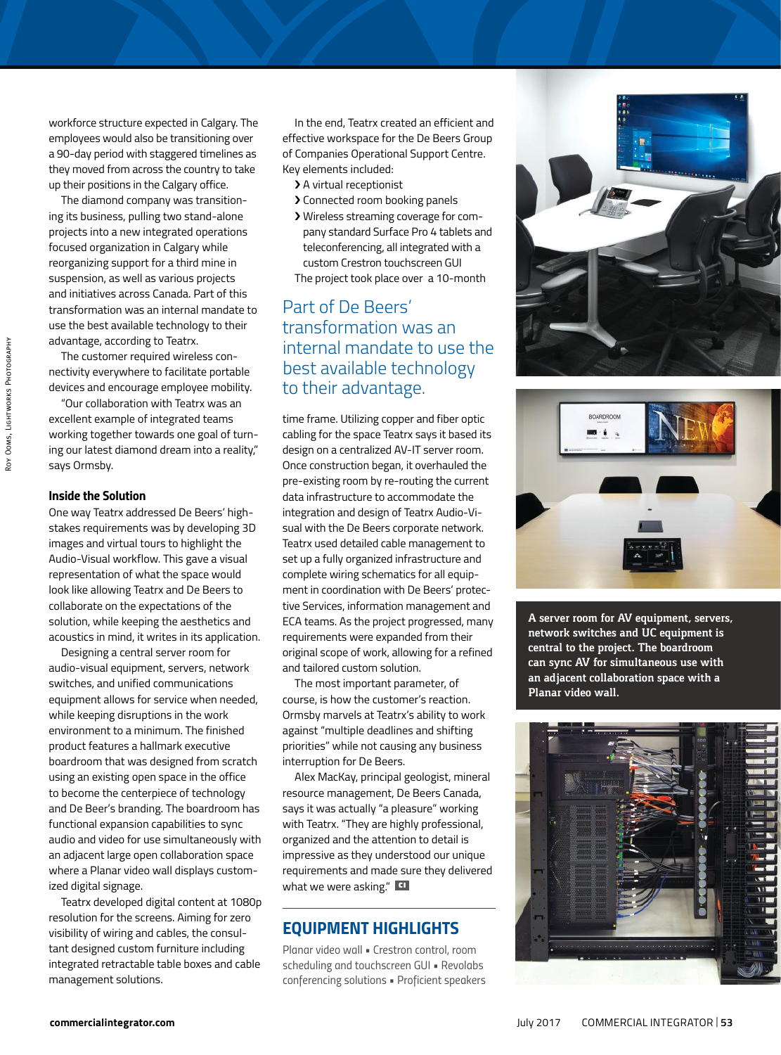workforce structure expected in Calgary. The employees would also be transitioning over a 90-day period with staggered timelines as they moved from across the country to take up their positions in the Calgary office.

The diamond company was transitioning its business, pulling two stand-alone projects into a new integrated operations focused organization in Calgary while reorganizing support for a third mine in suspension, as well as various projects and initiatives across Canada. Part of this transformation was an internal mandate to use the best available technology to their advantage, according to Teatrx.

The customer required wireless connectivity everywhere to facilitate portable devices and encourage employee mobility.

"Our collaboration with Teatrx was an excellent example of integrated teams working together towards one goal of turning our latest diamond dream into a reality," says Ormsby.

### Inside the Solution

One way Teatrx addressed De Beers' high-stakes requirements was by developing 3D images and virtual tours to highlight the Audio-Visual workflow. This gave a visual representation of what the space would look like allowing Teatrx and De Beers to collaborate on the expectations of the solution, while keeping the aesthetics and acoustics in mind, it writes in its application.

Designing a central server room for audio-visual equipment, servers, network switches, and unified communications equipment allows for service when needed, while keeping disruptions in the work environment to a minimum. The finished product features a hallmark executive boardroom that was designed from scratch using an existing open space in the office to become the centerpiece of technology and De Beer's branding. The boardroom has functional expansion capabilities to sync audio and video for use simultaneously with an adjacent large open collaboration space where a Planar video wall displays customized digital signage.

Teatrx developed digital content at 1080p resolution for the screens. Aiming for zero visibility of wiring and cables, the consultant designed custom furniture including integrated retractable table boxes and cable management solutions.

In the end, Teatrx created an efficient and effective workspace for the De Beers Group of Companies Operational Support Centre. Key elements included:

- A virtual receptionist
- Connected room booking panels
- Wireless streaming coverage for company standard Surface Pro 4 tablets and teleconferencing, all integrated with a custom Crestron touchscreen GUI

The project took place over a 10-month time frame. Utilizing copper and fiber optic cabling for the space Teatrx says it based its design on a centralized AV-IT server room. Once construction began, it overhauled the pre-existing room by re-routing the current data infrastructure to accommodate the integration and design of Teatrx Audio-Visual with the De Beers corporate network. Teatrx used detailed cable management to set up a fully organized infrastructure and complete wiring schematics for all equipment in coordination with De Beers' protective Services, information management and ECA teams. As the project progressed, many requirements were expanded from their original scope of work, allowing for a refined and tailored custom solution.

> Part of De Beers' transformation was an internal mandate to use the best available technology to their advantage.

The most important parameter, of course, is how the customer's reaction. Ormsby marvels at Teatrx's ability to work against "multiple deadlines and shifting priorities" while not causing any business interruption for De Beers.

Alex MacKay, principal geologist, mineral resource management, De Beers Canada, says it was actually "a pleasure" working with Teatrx. "They are highly professional, organized and the attention to detail is impressive as they understood our unique requirements and made sure they delivered what we were asking." CI

## EQUIPMENT HIGHLIGHTS

Planar video wall ▪ Crestron control, room scheduling and touchscreen GUI ▪ Revolabs conferencing solutions ▪ Proficient speakers

**A server room for AV equipment, servers, network switches and UC equipment is central to the project. The boardroom can sync AV for simultaneous use with an adjacent collaboration space with a Planar video wall.**

Roy Ooms, Lightworks Photography